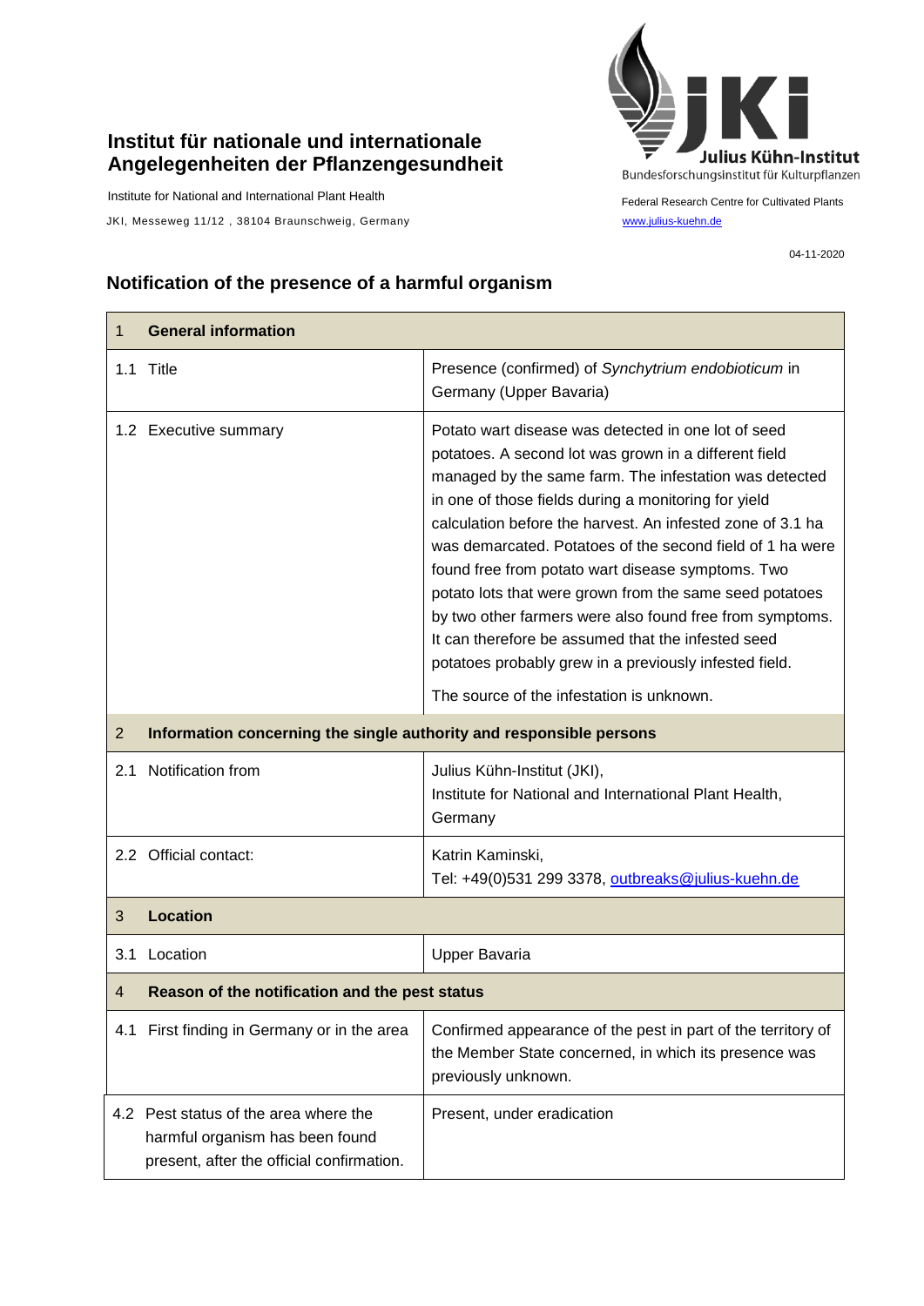**Institut für nationale und internationale Angelegenheiten der Pflanzengesundheit**

Institute for National and International Plant Health

JKI, Messeweg 11/12 , 38104 Braunschweig, Germany

Julius Kühn-Institut
Bundesforschungsinstitut für Kulturpflanzen

Federal Research Centre for Cultivated Plants

www.julius-kuehn.de

04-11-2020

## Notification of the presence of a harmful organism

| 1 General information | |
|---|---|
| 1.1 Title | Presence (confirmed) of *Synchytrium endobioticum* in Germany (Upper Bavaria) |
| 1.2 Executive summary | Potato wart disease was detected in one lot of seed potatoes. A second lot was grown in a different field managed by the same farm. The infestation was detected in one of those fields during a monitoring for yield calculation before the harvest. An infested zone of 3.1 ha was demarcated. Potatoes of the second field of 1 ha were found free from potato wart disease symptoms. Two potato lots that were grown from the same seed potatoes by two other farmers were also found free from symptoms. It can therefore be assumed that the infested seed potatoes probably grew in a previously infested field.<br><br>The source of the infestation is unknown. |
| **2 Information concerning the single authority and responsible persons** | |
| 2.1 Notification from | Julius Kühn-Institut (JKI),<br>Institute for National and International Plant Health, Germany |
| 2.2 Official contact: | Katrin Kaminski,<br>Tel: +49(0)531 299 3378, outbreaks@julius-kuehn.de |
| **3 Location** | |
| 3.1 Location | Upper Bavaria |
| **4 Reason of the notification and the pest status** | |
| 4.1 First finding in Germany or in the area | Confirmed appearance of the pest in part of the territory of the Member State concerned, in which its presence was previously unknown. |
| 4.2 Pest status of the area where the harmful organism has been found present, after the official confirmation. | Present, under eradication |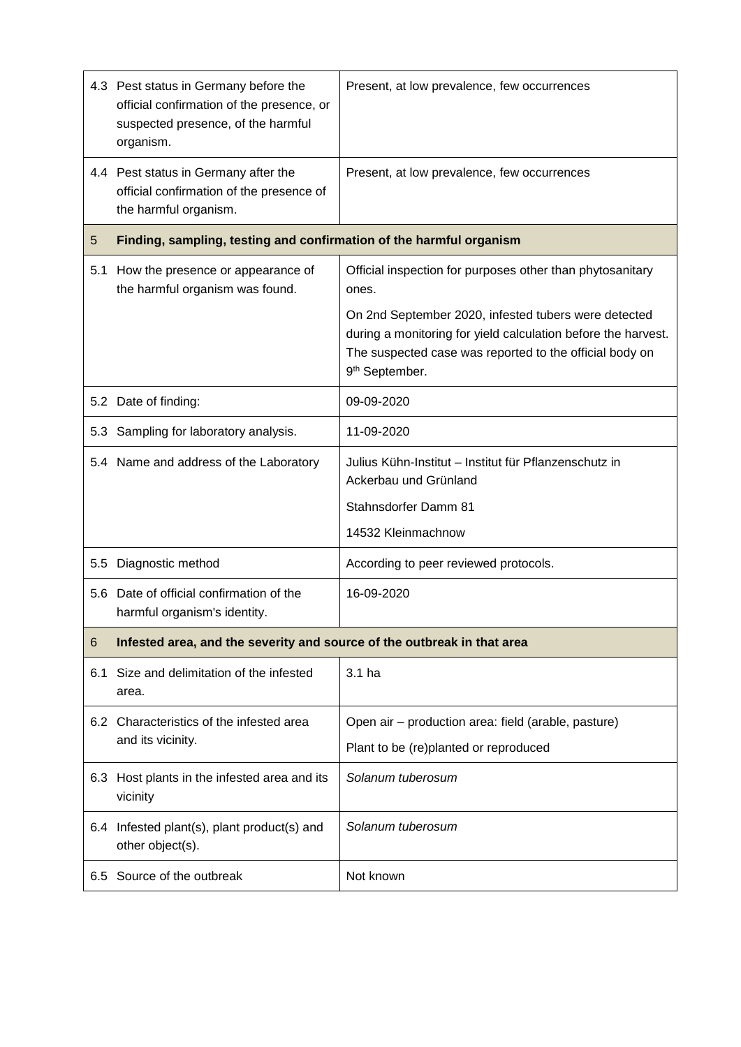| | | |
|---|---|---|
| 4.3 | Pest status in Germany before the official confirmation of the presence, or suspected presence, of the harmful organism. | Present, at low prevalence, few occurrences |
| 4.4 | Pest status in Germany after the official confirmation of the presence of the harmful organism. | Present, at low prevalence, few occurrences |
| **5** | **Finding, sampling, testing and confirmation of the harmful organism** | |
| 5.1 | How the presence or appearance of the harmful organism was found. | Official inspection for purposes other than phytosanitary ones.<br><br>On 2nd September 2020, infested tubers were detected during a monitoring for yield calculation before the harvest. The suspected case was reported to the official body on 9th September. |
| 5.2 | Date of finding: | 09-09-2020 |
| 5.3 | Sampling for laboratory analysis. | 11-09-2020 |
| 5.4 | Name and address of the Laboratory | Julius Kühn-Institut – Institut für Pflanzenschutz in Ackerbau und Grünland<br><br>Stahnsdorfer Damm 81<br><br>14532 Kleinmachnow |
| 5.5 | Diagnostic method | According to peer reviewed protocols. |
| 5.6 | Date of official confirmation of the harmful organism's identity. | 16-09-2020 |
| **6** | **Infested area, and the severity and source of the outbreak in that area** | |
| 6.1 | Size and delimitation of the infested area. | 3.1 ha |
| 6.2 | Characteristics of the infested area and its vicinity. | Open air – production area: field (arable, pasture)<br><br>Plant to be (re)planted or reproduced |
| 6.3 | Host plants in the infested area and its vicinity | *Solanum tuberosum* |
| 6.4 | Infested plant(s), plant product(s) and other object(s). | *Solanum tuberosum* |
| 6.5 | Source of the outbreak | Not known |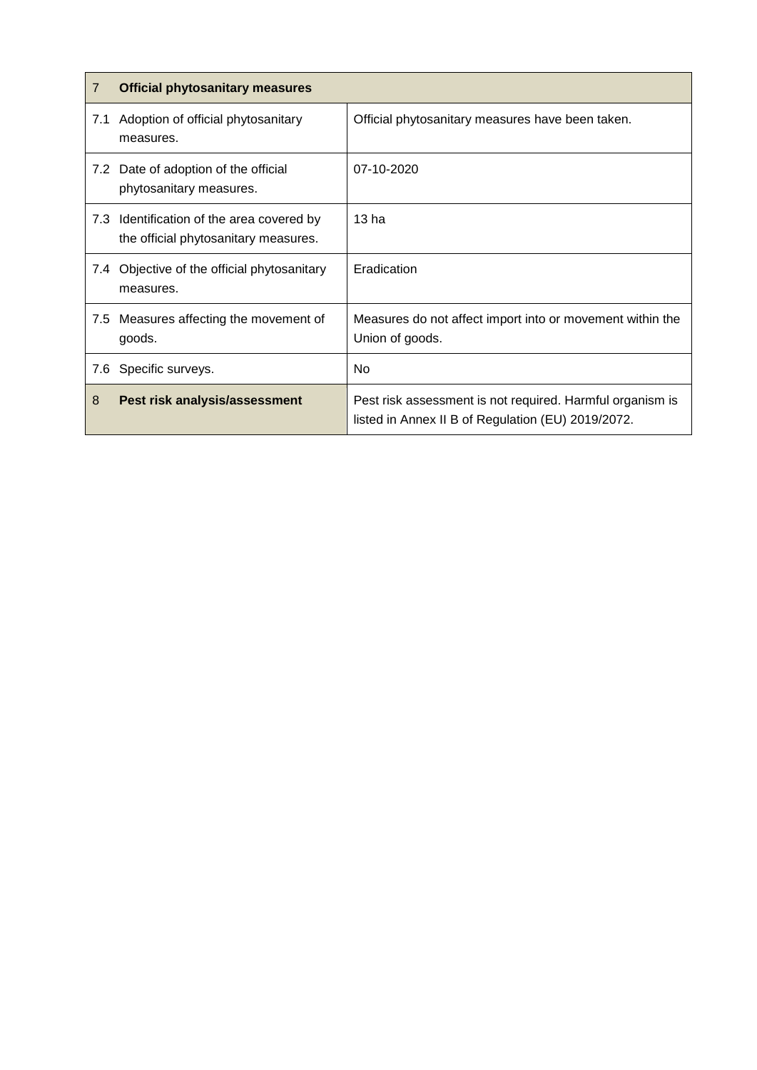| | | |
|---|---|---|
| 7 | **Official phytosanitary measures** | |
| 7.1 | Adoption of official phytosanitary measures. | Official phytosanitary measures have been taken. |
| 7.2 | Date of adoption of the official phytosanitary measures. | 07-10-2020 |
| 7.3 | Identification of the area covered by the official phytosanitary measures. | 13 ha |
| 7.4 | Objective of the official phytosanitary measures. | Eradication |
| 7.5 | Measures affecting the movement of goods. | Measures do not affect import into or movement within the Union of goods. |
| 7.6 | Specific surveys. | No |
| 8 | **Pest risk analysis/assessment** | Pest risk assessment is not required. Harmful organism is listed in Annex II B of Regulation (EU) 2019/2072. |